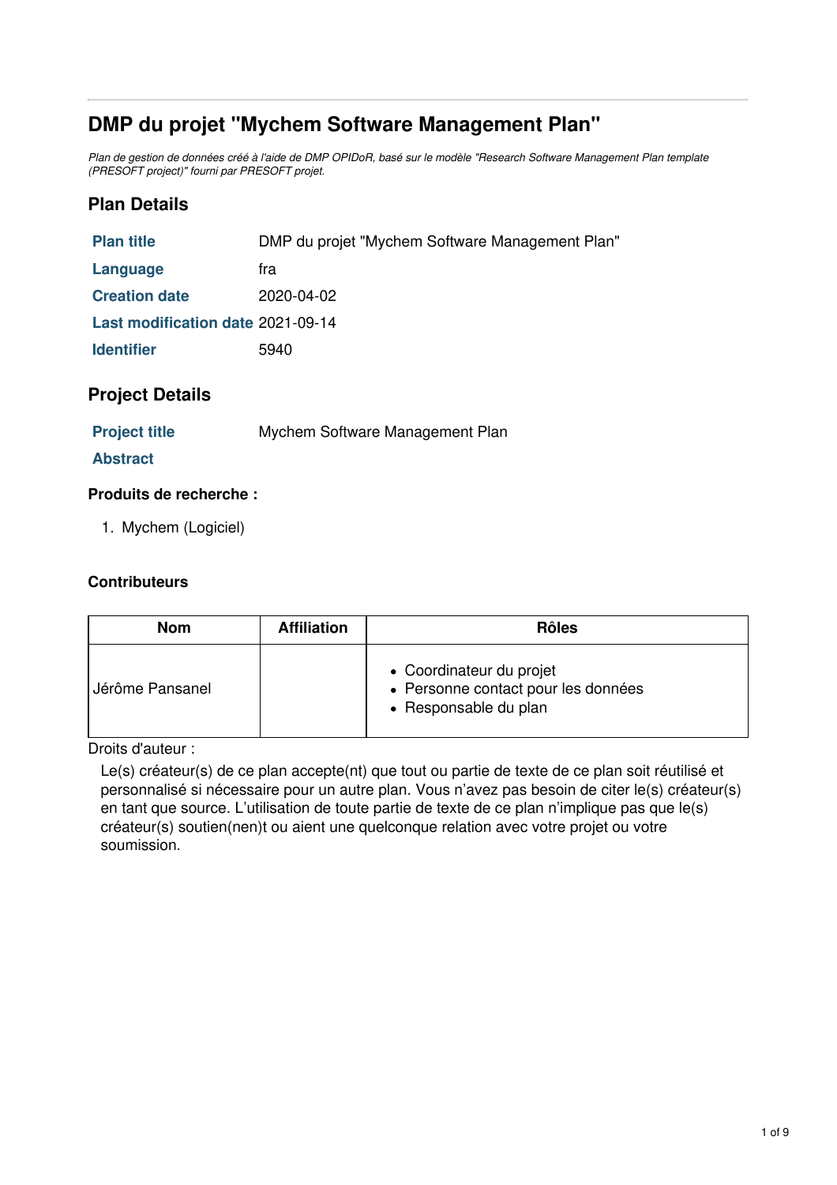# DMP du projet "Mychem Software Management Plan"

*Plan de gestion de données créé à l'aide de DMP OPIDoR, basé sur le modèle "Research Software Management Plan template (PRESOFT project)" fourni par PRESOFT projet.*

## Plan Details

| | |
|---|---|
| **Plan title** | DMP du projet "Mychem Software Management Plan" |
| **Language** | fra |
| **Creation date** | 2020-04-02 |
| **Last modification date** | 2021-09-14 |
| **Identifier** | 5940 |

## Project Details

| | |
|---|---|
| **Project title** | Mychem Software Management Plan |
| **Abstract** | |

### Produits de recherche :

1. Mychem (Logiciel)

### Contributeurs

| Nom | Affiliation | Rôles |
|---|---|---|
| Jérôme Pansanel | | • Coordinateur du projet<br>• Personne contact pour les données<br>• Responsable du plan |

Droits d'auteur :

Le(s) créateur(s) de ce plan accepte(nt) que tout ou partie de texte de ce plan soit réutilisé et personnalisé si nécessaire pour un autre plan. Vous n'avez pas besoin de citer le(s) créateur(s) en tant que source. L'utilisation de toute partie de texte de ce plan n'implique pas que le(s) créateur(s) soutien(nen)t ou aient une quelconque relation avec votre projet ou votre soumission.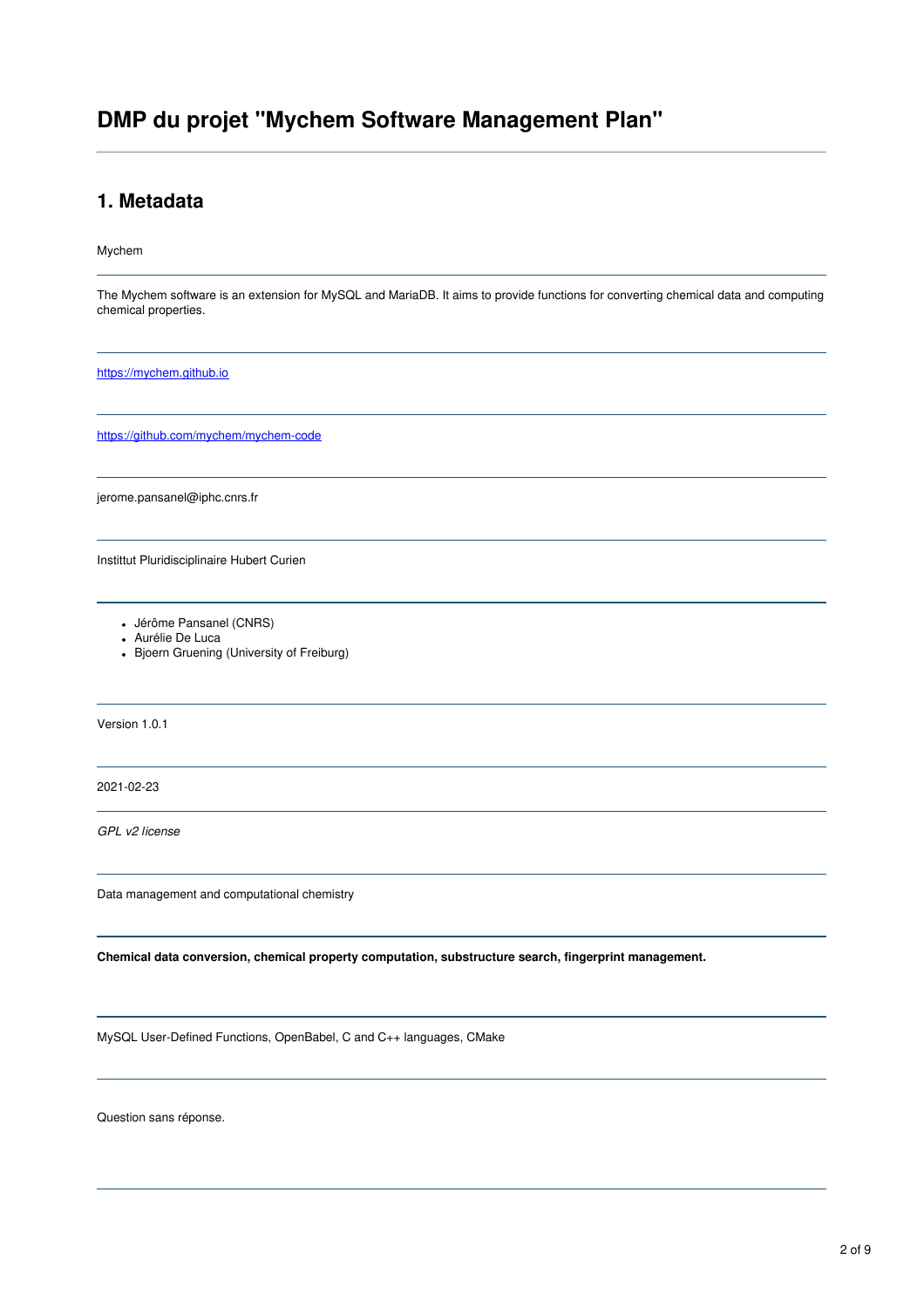# DMP du projet "Mychem Software Management Plan"

---

## 1. Metadata

Mychem

---

The Mychem software is an extension for MySQL and MariaDB. It aims to provide functions for converting chemical data and computing chemical properties.

---

https://mychem.github.io

---

https://github.com/mychem/mychem-code

---

jerome.pansanel@iphc.cnrs.fr

---

Instittut Pluridisciplinaire Hubert Curien

---

- Jérôme Pansanel (CNRS)
- Aurélie De Luca
- Bjoern Gruening (University of Freiburg)

---

Version 1.0.1

---

2021-02-23

---

*GPL v2 license*

---

Data management and computational chemistry

---

**Chemical data conversion, chemical property computation, substructure search, fingerprint management.**

---

MySQL User-Defined Functions, OpenBabel, C and C++ languages, CMake

---

Question sans réponse.

---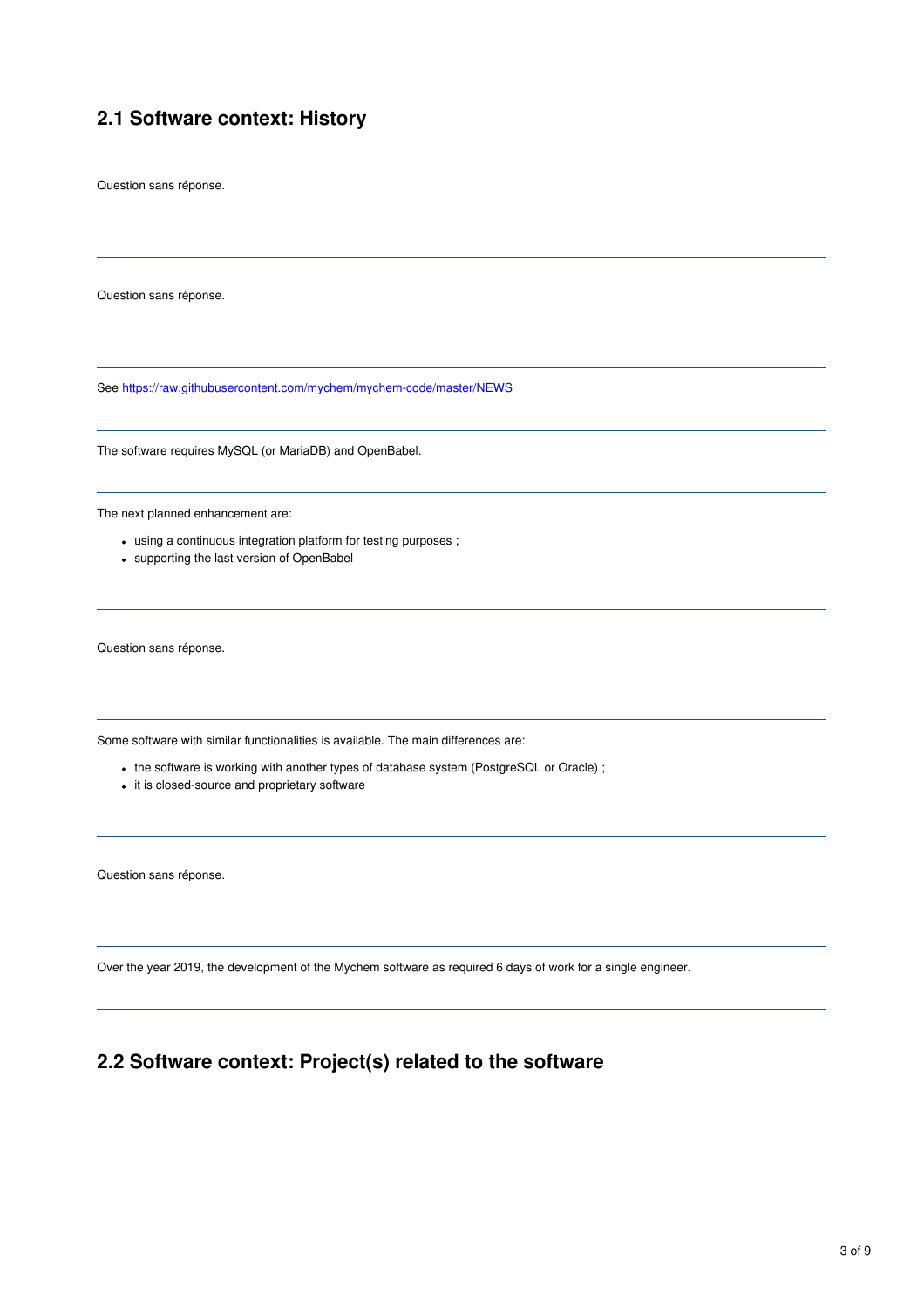## 2.1 Software context: History

Question sans réponse.

---

Question sans réponse.

---

See [https://raw.githubusercontent.com/mychem/mychem-code/master/NEWS](https://raw.githubusercontent.com/mychem/mychem-code/master/NEWS)

---

The software requires MySQL (or MariaDB) and OpenBabel.

---

The next planned enhancement are:

- using a continuous integration platform for testing purposes ;
- supporting the last version of OpenBabel

---

Question sans réponse.

---

Some software with similar functionalities is available. The main differences are:

- the software is working with another types of database system (PostgreSQL or Oracle) ;
- it is closed-source and proprietary software

---

Question sans réponse.

---

Over the year 2019, the development of the Mychem software as required 6 days of work for a single engineer.

---

## 2.2 Software context: Project(s) related to the software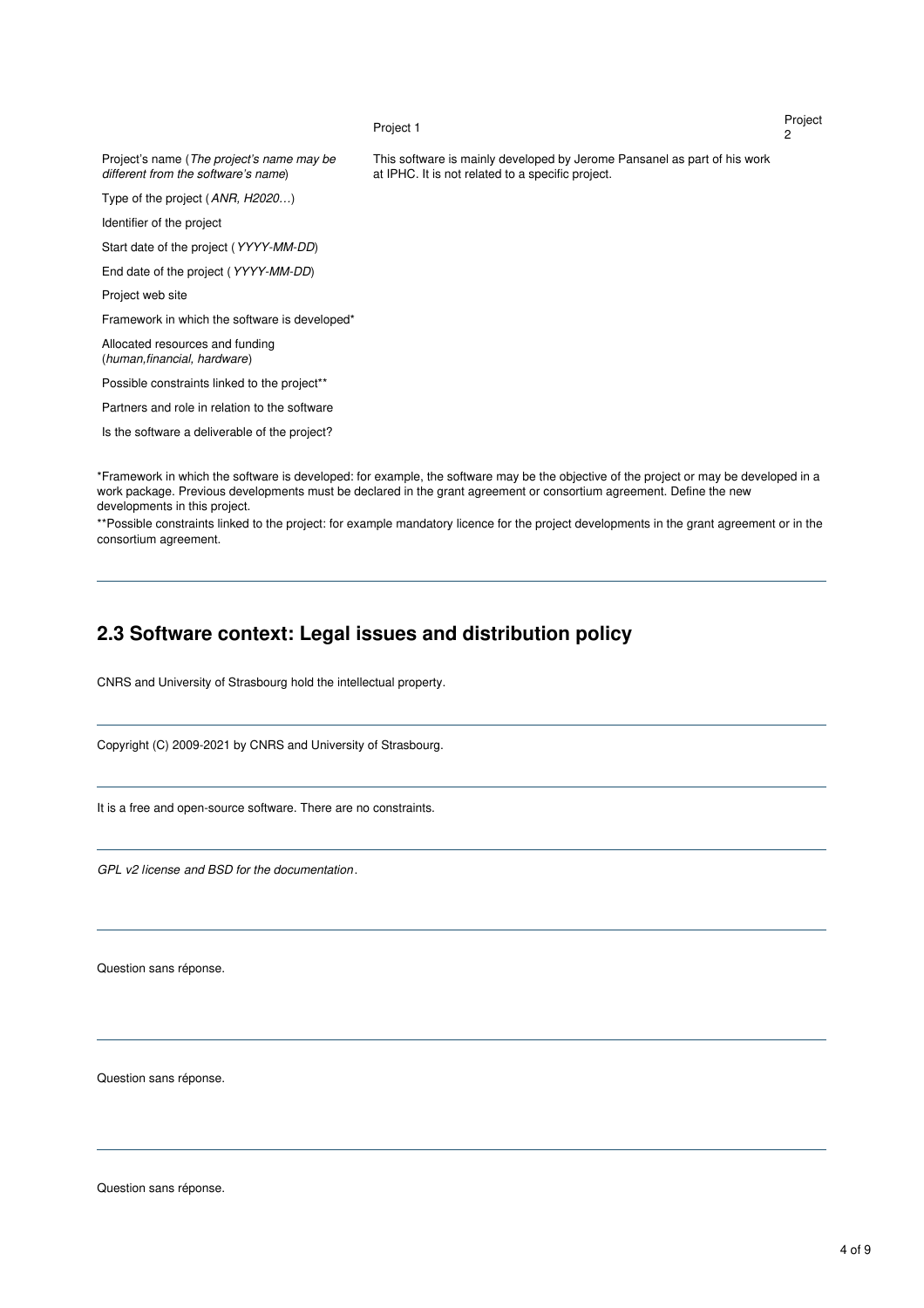| | Project 1 | Project 2 |
|---|---|---|
| Project's name (*The project's name may be different from the software's name*) | This software is mainly developed by Jerome Pansanel as part of his work at IPHC. It is not related to a specific project. | |
| Type of the project (*ANR, H2020…*) | | |
| Identifier of the project | | |
| Start date of the project (*YYYY-MM-DD*) | | |
| End date of the project (*YYYY-MM-DD*) | | |
| Project web site | | |
| Framework in which the software is developed* | | |
| Allocated resources and funding (*human,financial, hardware*) | | |
| Possible constraints linked to the project** | | |
| Partners and role in relation to the software | | |
| Is the software a deliverable of the project? | | |

*Framework in which the software is developed: for example, the software may be the objective of the project or may be developed in a work package. Previous developments must be declared in the grant agreement or consortium agreement. Define the new developments in this project.

**Possible constraints linked to the project: for example mandatory licence for the project developments in the grant agreement or in the consortium agreement.

---

## 2.3 Software context: Legal issues and distribution policy

CNRS and University of Strasbourg hold the intellectual property.

---

Copyright (C) 2009-2021 by CNRS and University of Strasbourg.

---

It is a free and open-source software. There are no constraints.

---

*GPL v2 license and BSD for the documentation*.

---

Question sans réponse.

---

Question sans réponse.

---

Question sans réponse.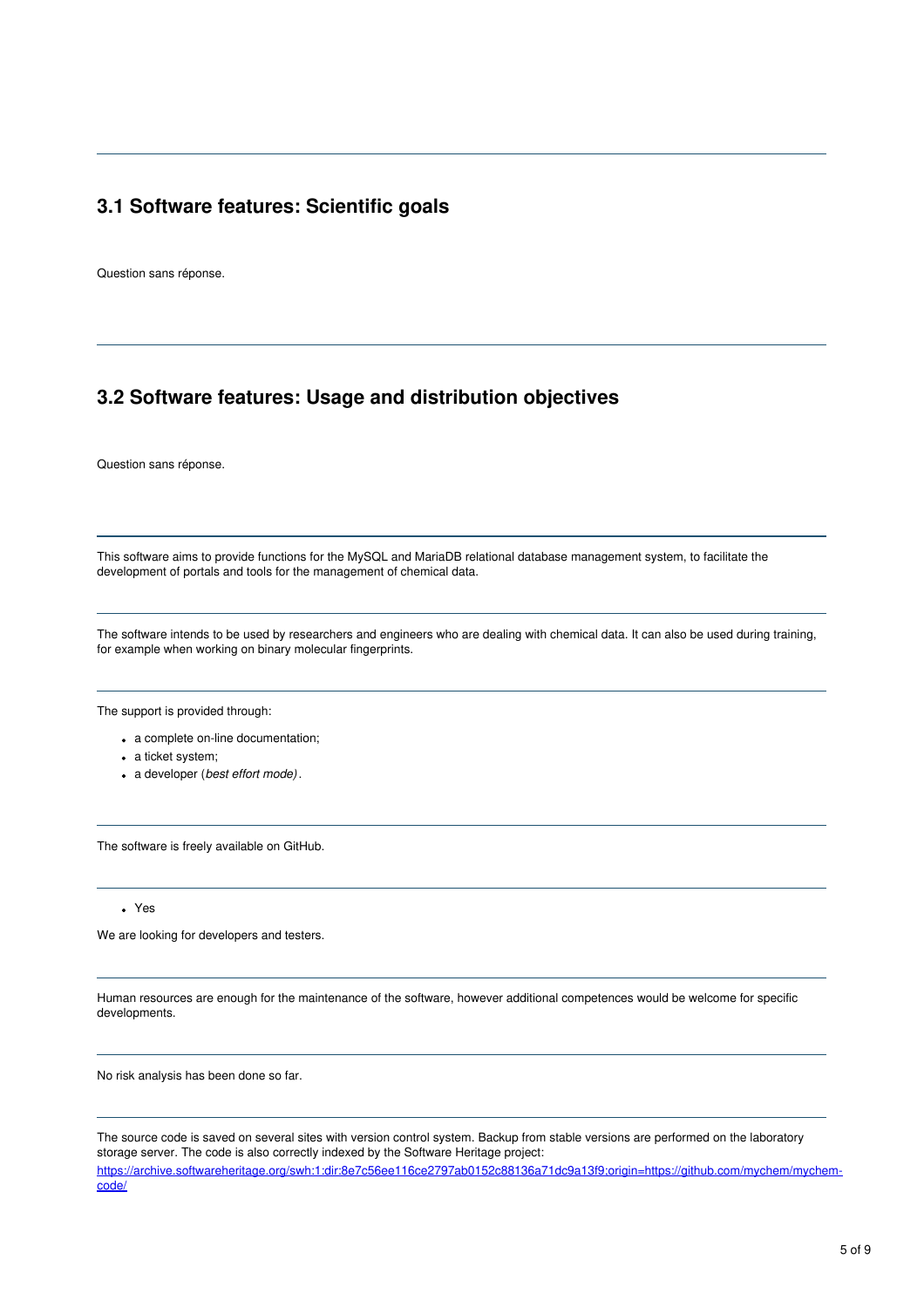## 3.1 Software features: Scientific goals

Question sans réponse.

---

## 3.2 Software features: Usage and distribution objectives

Question sans réponse.

---

This software aims to provide functions for the MySQL and MariaDB relational database management system, to facilitate the development of portals and tools for the management of chemical data.

---

The software intends to be used by researchers and engineers who are dealing with chemical data. It can also be used during training, for example when working on binary molecular fingerprints.

---

The support is provided through:

- a complete on-line documentation;
- a ticket system;
- a developer (*best effort mode)*.

---

The software is freely available on GitHub.

---

- Yes

We are looking for developers and testers.

---

Human resources are enough for the maintenance of the software, however additional competences would be welcome for specific developments.

---

No risk analysis has been done so far.

---

The source code is saved on several sites with version control system. Backup from stable versions are performed on the laboratory storage server. The code is also correctly indexed by the Software Heritage project:
[https://archive.softwareheritage.org/swh:1:dir:8e7c56ee116ce2797ab0152c88136a71dc9a13f9;origin=https://github.com/mychem/mychem-code/](https://archive.softwareheritage.org/swh:1:dir:8e7c56ee116ce2797ab0152c88136a71dc9a13f9;origin=https://github.com/mychem/mychem-code/)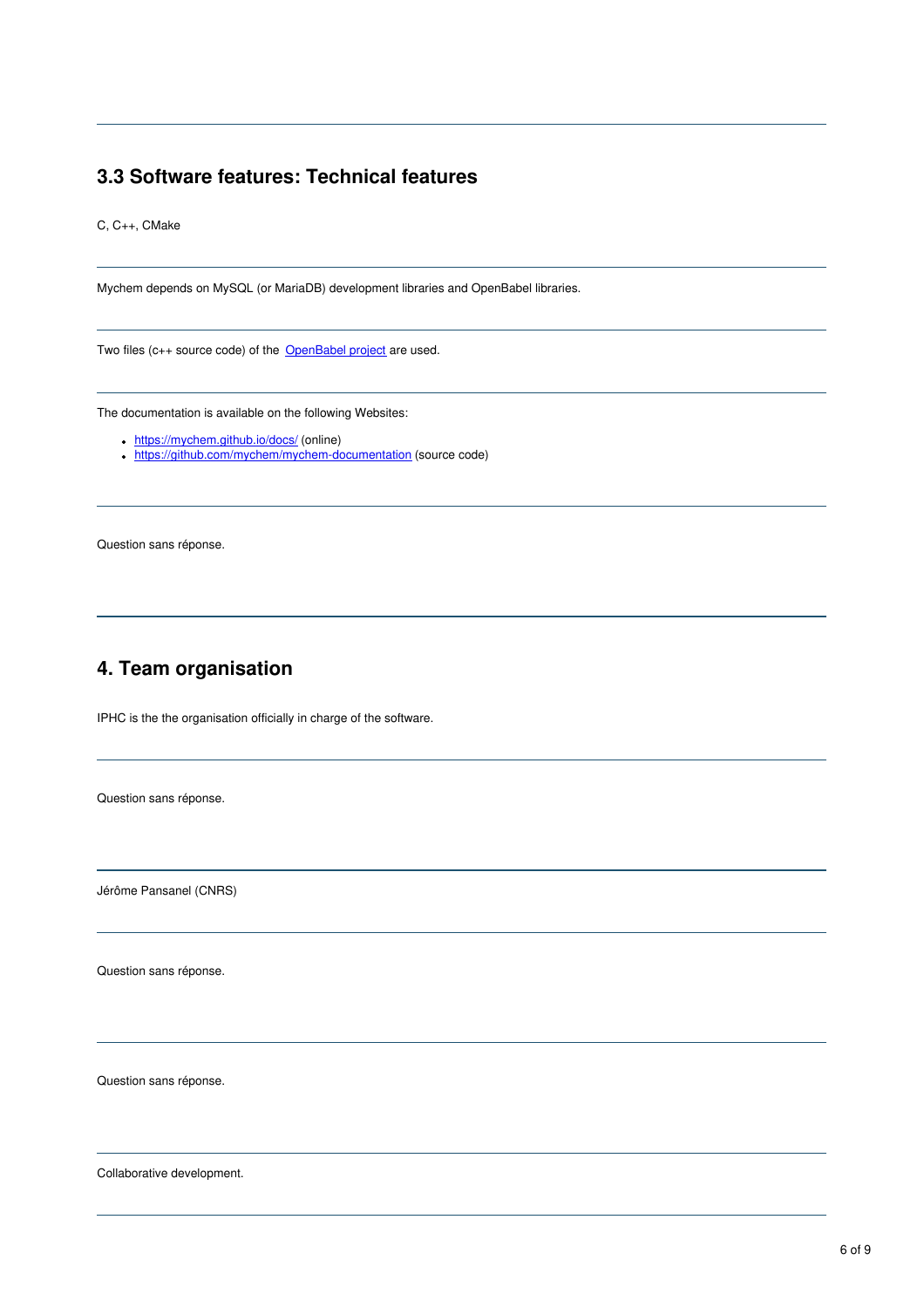## 3.3 Software features: Technical features

C, C++, CMake

---

Mychem depends on MySQL (or MariaDB) development libraries and OpenBabel libraries.

---

Two files (c++ source code) of the [OpenBabel project] are used.

---

The documentation is available on the following Websites:

- https://mychem.github.io/docs/ (online)
- https://github.com/mychem/mychem-documentation (source code)

---

Question sans réponse.

---

## 4. Team organisation

IPHC is the the organisation officially in charge of the software.

---

Question sans réponse.

---

Jérôme Pansanel (CNRS)

---

Question sans réponse.

---

Question sans réponse.

---

Collaborative development.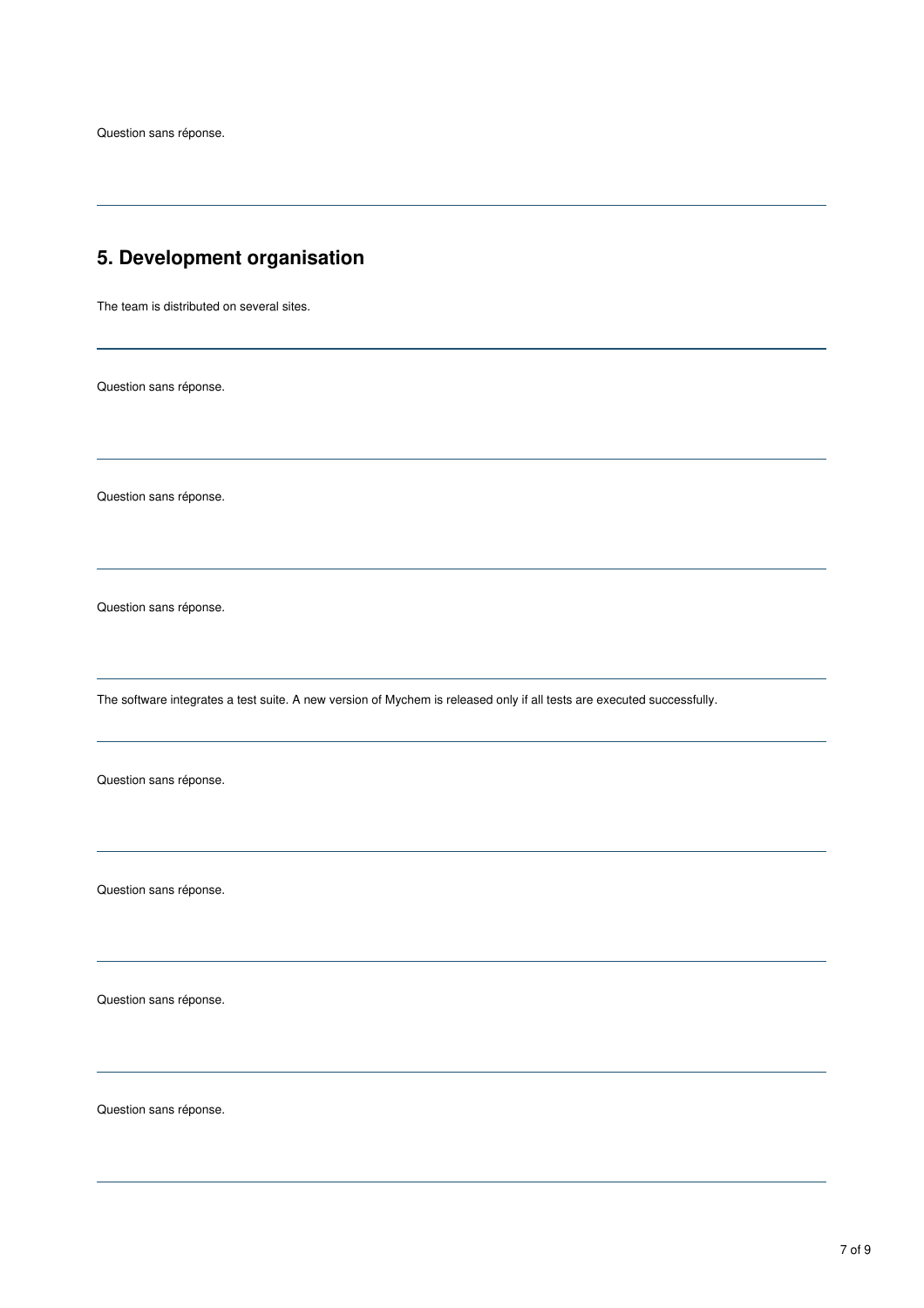Question sans réponse.

---

## 5. Development organisation

The team is distributed on several sites.

---

Question sans réponse.

---

Question sans réponse.

---

Question sans réponse.

---

The software integrates a test suite. A new version of Mychem is released only if all tests are executed successfully.

---

Question sans réponse.

---

Question sans réponse.

---

Question sans réponse.

---

Question sans réponse.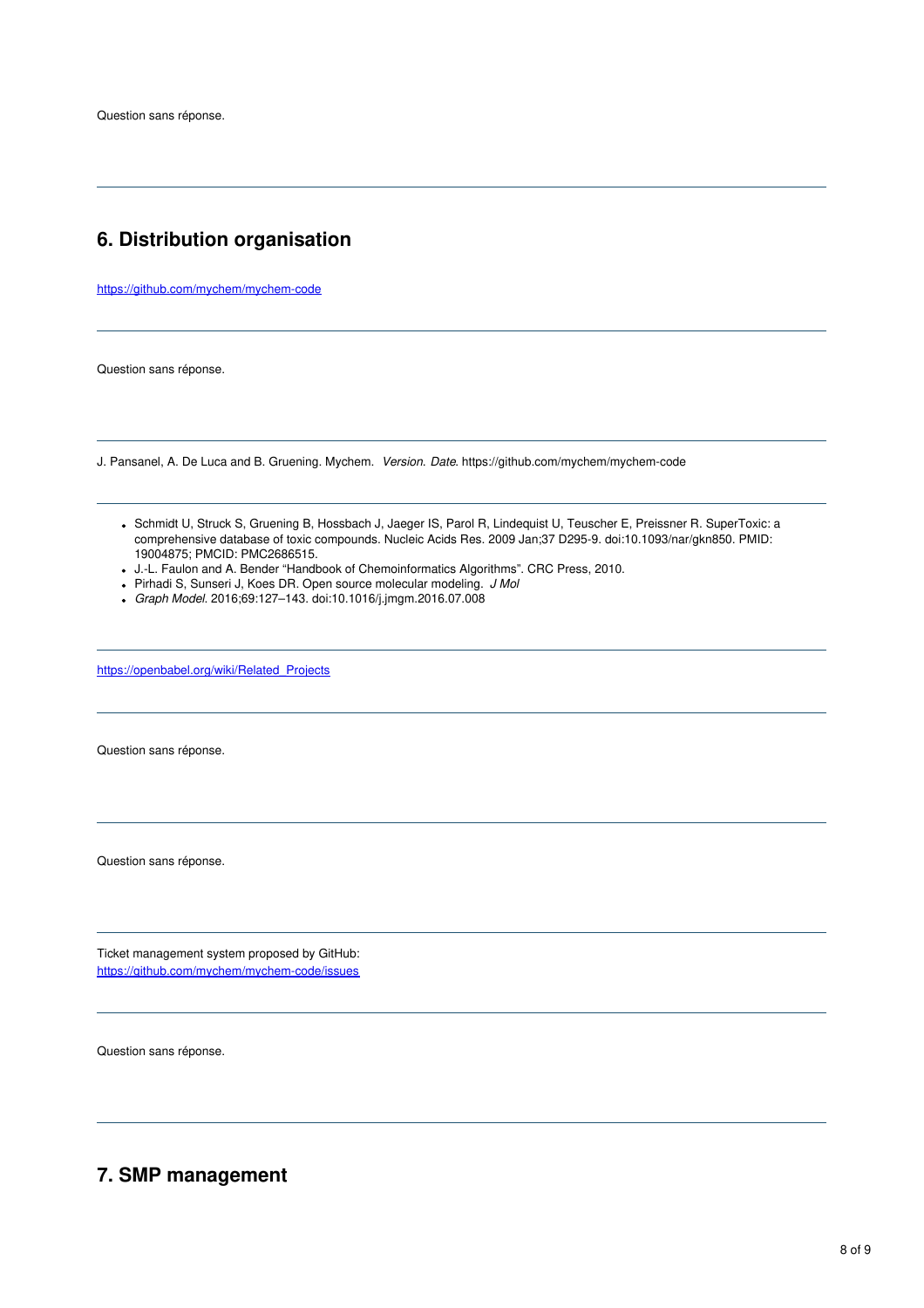Question sans réponse.

---

## 6. Distribution organisation

https://github.com/mychem/mychem-code

---

Question sans réponse.

---

J. Pansanel, A. De Luca and B. Gruening. Mychem. *Version*. *Date*. https://github.com/mychem/mychem-code

---

- Schmidt U, Struck S, Gruening B, Hossbach J, Jaeger IS, Parol R, Lindequist U, Teuscher E, Preissner R. SuperToxic: a comprehensive database of toxic compounds. Nucleic Acids Res. 2009 Jan;37 D295-9. doi:10.1093/nar/gkn850. PMID: 19004875; PMCID: PMC2686515.
- J.-L. Faulon and A. Bender "Handbook of Chemoinformatics Algorithms". CRC Press, 2010.
- Pirhadi S, Sunseri J, Koes DR. Open source molecular modeling. *J Mol*
- *Graph Model*. 2016;69:127–143. doi:10.1016/j.jmgm.2016.07.008

---

https://openbabel.org/wiki/Related_Projects

---

Question sans réponse.

---

Question sans réponse.

---

Ticket management system proposed by GitHub:
https://github.com/mychem/mychem-code/issues

---

Question sans réponse.

---

## 7. SMP management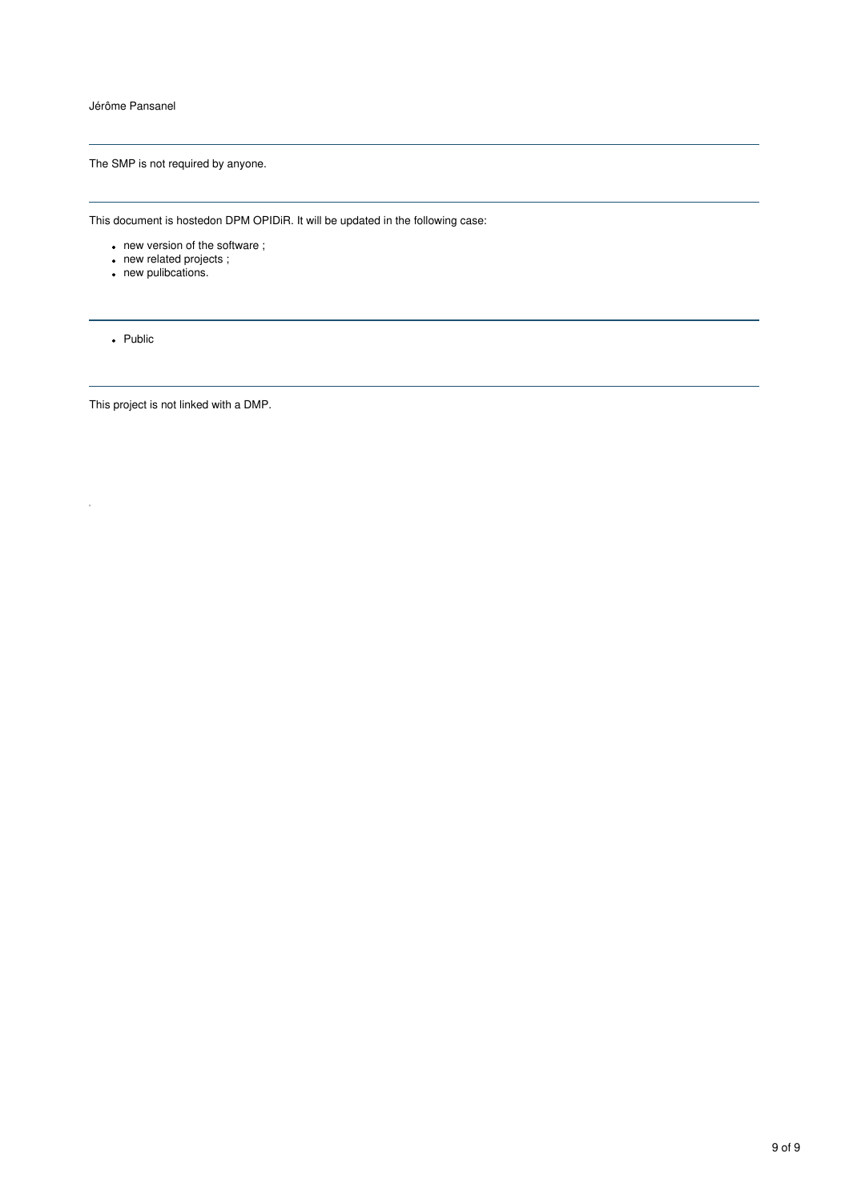Jérôme Pansanel

---

The SMP is not required by anyone.

---

This document is hostedon DPM OPIDiR. It will be updated in the following case:

- new version of the software ;
- new related projects ;
- new pulibcations.

---

- Public

---

This project is not linked with a DMP.